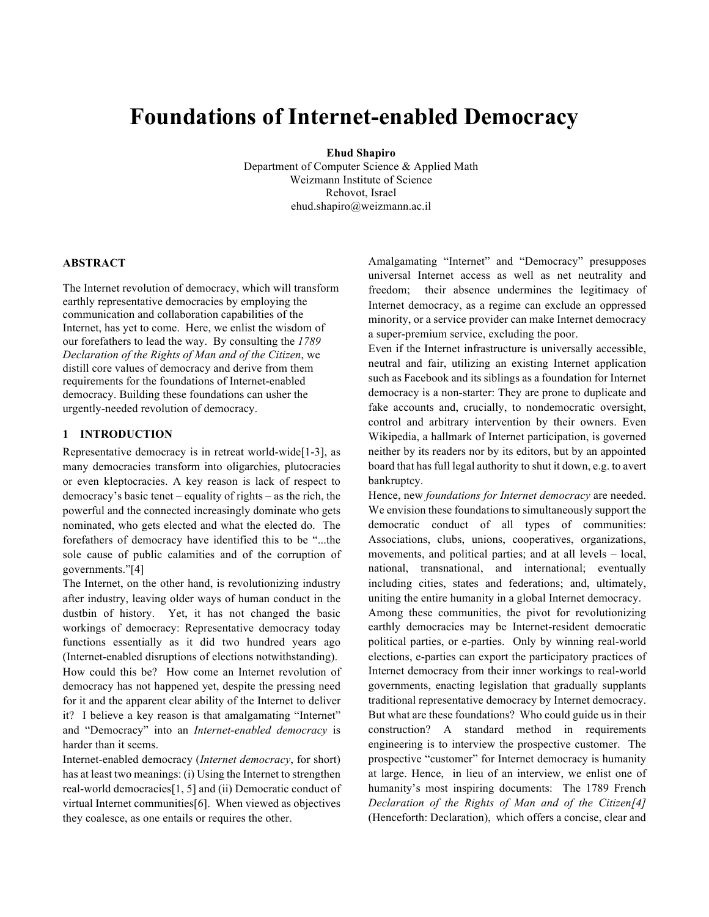# Foundations of Internet-enabled Democracy

**Ehud Shapiro**
Department of Computer Science & Applied Math
Weizmann Institute of Science
Rehovot, Israel
ehud.shapiro@weizmann.ac.il

## ABSTRACT

The Internet revolution of democracy, which will transform earthly representative democracies by employing the communication and collaboration capabilities of the Internet, has yet to come. Here, we enlist the wisdom of our forefathers to lead the way. By consulting the *1789 Declaration of the Rights of Man and of the Citizen*, we distill core values of democracy and derive from them requirements for the foundations of Internet-enabled democracy. Building these foundations can usher the urgently-needed revolution of democracy.

## 1 INTRODUCTION

Representative democracy is in retreat world-wide[1-3], as many democracies transform into oligarchies, plutocracies or even kleptocracies. A key reason is lack of respect to democracy's basic tenet – equality of rights – as the rich, the powerful and the connected increasingly dominate who gets nominated, who gets elected and what the elected do. The forefathers of democracy have identified this to be "...the sole cause of public calamities and of the corruption of governments."[4]

The Internet, on the other hand, is revolutionizing industry after industry, leaving older ways of human conduct in the dustbin of history. Yet, it has not changed the basic workings of democracy: Representative democracy today functions essentially as it did two hundred years ago (Internet-enabled disruptions of elections notwithstanding).

How could this be? How come an Internet revolution of democracy has not happened yet, despite the pressing need for it and the apparent clear ability of the Internet to deliver it? I believe a key reason is that amalgamating "Internet" and "Democracy" into an *Internet-enabled democracy* is harder than it seems.

Internet-enabled democracy (*Internet democracy*, for short) has at least two meanings: (i) Using the Internet to strengthen real-world democracies[1, 5] and (ii) Democratic conduct of virtual Internet communities[6]. When viewed as objectives they coalesce, as one entails or requires the other.

Amalgamating "Internet" and "Democracy" presupposes universal Internet access as well as net neutrality and freedom; their absence undermines the legitimacy of Internet democracy, as a regime can exclude an oppressed minority, or a service provider can make Internet democracy a super-premium service, excluding the poor.

Even if the Internet infrastructure is universally accessible, neutral and fair, utilizing an existing Internet application such as Facebook and its siblings as a foundation for Internet democracy is a non-starter: They are prone to duplicate and fake accounts and, crucially, to nondemocratic oversight, control and arbitrary intervention by their owners. Even Wikipedia, a hallmark of Internet participation, is governed neither by its readers nor by its editors, but by an appointed board that has full legal authority to shut it down, e.g. to avert bankruptcy.

Hence, new *foundations for Internet democracy* are needed. We envision these foundations to simultaneously support the democratic conduct of all types of communities: Associations, clubs, unions, cooperatives, organizations, movements, and political parties; and at all levels – local, national, transnational, and international; eventually including cities, states and federations; and, ultimately, uniting the entire humanity in a global Internet democracy.

Among these communities, the pivot for revolutionizing earthly democracies may be Internet-resident democratic political parties, or e-parties. Only by winning real-world elections, e-parties can export the participatory practices of Internet democracy from their inner workings to real-world governments, enacting legislation that gradually supplants traditional representative democracy by Internet democracy.

But what are these foundations? Who could guide us in their construction? A standard method in requirements engineering is to interview the prospective customer. The prospective "customer" for Internet democracy is humanity at large. Hence, in lieu of an interview, we enlist one of humanity's most inspiring documents: The 1789 French *Declaration of the Rights of Man and of the Citizen[4]* (Henceforth: Declaration), which offers a concise, clear and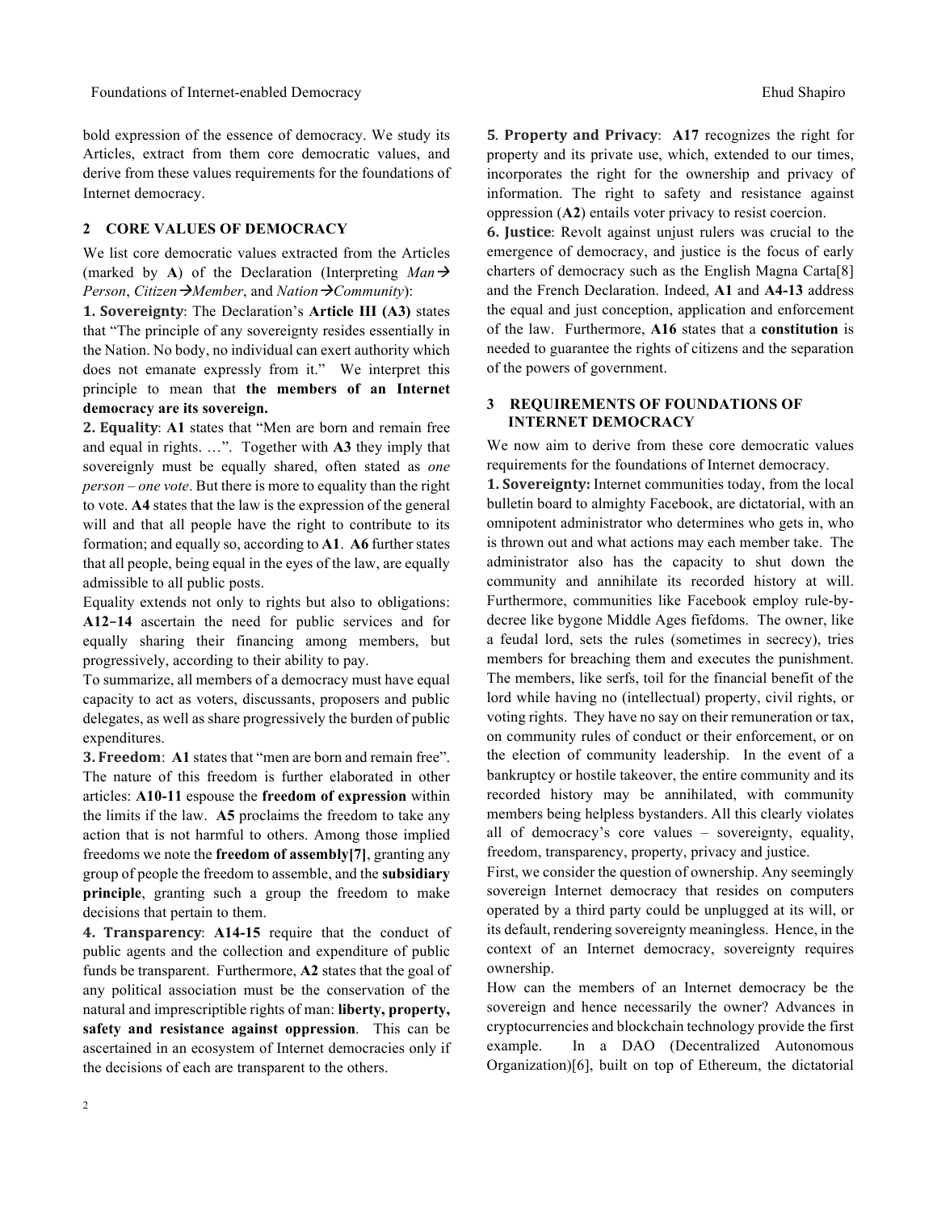bold expression of the essence of democracy. We study its Articles, extract from them core democratic values, and derive from these values requirements for the foundations of Internet democracy.

## 2 CORE VALUES OF DEMOCRACY

We list core democratic values extracted from the Articles (marked by **A**) of the Declaration (Interpreting *Man*→ *Person*, *Citizen*→*Member*, and *Nation*→*Community*):

**1. Sovereignty**: The Declaration's **Article III (A3)** states that "The principle of any sovereignty resides essentially in the Nation. No body, no individual can exert authority which does not emanate expressly from it." We interpret this principle to mean that **the members of an Internet democracy are its sovereign.**

**2. Equality**: **A1** states that "Men are born and remain free and equal in rights. …". Together with **A3** they imply that sovereignly must be equally shared, often stated as *one person – one vote*. But there is more to equality than the right to vote. **A4** states that the law is the expression of the general will and that all people have the right to contribute to its formation; and equally so, according to **A1**. **A6** further states that all people, being equal in the eyes of the law, are equally admissible to all public posts.

Equality extends not only to rights but also to obligations: **A12-14** ascertain the need for public services and for equally sharing their financing among members, but progressively, according to their ability to pay.

To summarize, all members of a democracy must have equal capacity to act as voters, discussants, proposers and public delegates, as well as share progressively the burden of public expenditures.

**3. Freedom**: **A1** states that "men are born and remain free". The nature of this freedom is further elaborated in other articles: **A10-11** espouse the **freedom of expression** within the limits if the law. **A5** proclaims the freedom to take any action that is not harmful to others. Among those implied freedoms we note the **freedom of assembly[7]**, granting any group of people the freedom to assemble, and the **subsidiary principle**, granting such a group the freedom to make decisions that pertain to them.

**4. Transparency**: **A14-15** require that the conduct of public agents and the collection and expenditure of public funds be transparent. Furthermore, **A2** states that the goal of any political association must be the conservation of the natural and imprescriptible rights of man: **liberty, property, safety and resistance against oppression**. This can be ascertained in an ecosystem of Internet democracies only if the decisions of each are transparent to the others.

**5**. **Property and Privacy**: **A17** recognizes the right for property and its private use, which, extended to our times, incorporates the right for the ownership and privacy of information. The right to safety and resistance against oppression (**A2**) entails voter privacy to resist coercion.

**6. Justice**: Revolt against unjust rulers was crucial to the emergence of democracy, and justice is the focus of early charters of democracy such as the English Magna Carta[8] and the French Declaration. Indeed, **A1** and **A4-13** address the equal and just conception, application and enforcement of the law. Furthermore, **A16** states that a **constitution** is needed to guarantee the rights of citizens and the separation of the powers of government.

## 3 REQUIREMENTS OF FOUNDATIONS OF INTERNET DEMOCRACY

We now aim to derive from these core democratic values requirements for the foundations of Internet democracy.

**1. Sovereignty:** Internet communities today, from the local bulletin board to almighty Facebook, are dictatorial, with an omnipotent administrator who determines who gets in, who is thrown out and what actions may each member take. The administrator also has the capacity to shut down the community and annihilate its recorded history at will. Furthermore, communities like Facebook employ rule-by-decree like bygone Middle Ages fiefdoms. The owner, like a feudal lord, sets the rules (sometimes in secrecy), tries members for breaching them and executes the punishment. The members, like serfs, toil for the financial benefit of the lord while having no (intellectual) property, civil rights, or voting rights. They have no say on their remuneration or tax, on community rules of conduct or their enforcement, or on the election of community leadership. In the event of a bankruptcy or hostile takeover, the entire community and its recorded history may be annihilated, with community members being helpless bystanders. All this clearly violates all of democracy's core values – sovereignty, equality, freedom, transparency, property, privacy and justice.

First, we consider the question of ownership. Any seemingly sovereign Internet democracy that resides on computers operated by a third party could be unplugged at its will, or its default, rendering sovereignty meaningless. Hence, in the context of an Internet democracy, sovereignty requires ownership.

How can the members of an Internet democracy be the sovereign and hence necessarily the owner? Advances in cryptocurrencies and blockchain technology provide the first example. In a DAO (Decentralized Autonomous Organization)[6], built on top of Ethereum, the dictatorial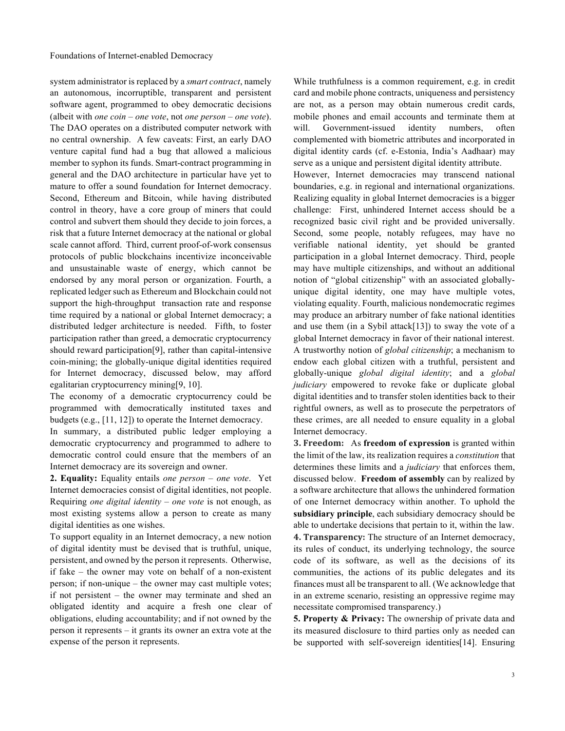system administrator is replaced by a *smart contract*, namely an autonomous, incorruptible, transparent and persistent software agent, programmed to obey democratic decisions (albeit with *one coin – one vote*, not *one person – one vote*). The DAO operates on a distributed computer network with no central ownership. A few caveats: First, an early DAO venture capital fund had a bug that allowed a malicious member to syphon its funds. Smart-contract programming in general and the DAO architecture in particular have yet to mature to offer a sound foundation for Internet democracy. Second, Ethereum and Bitcoin, while having distributed control in theory, have a core group of miners that could control and subvert them should they decide to join forces, a risk that a future Internet democracy at the national or global scale cannot afford. Third, current proof-of-work consensus protocols of public blockchains incentivize inconceivable and unsustainable waste of energy, which cannot be endorsed by any moral person or organization. Fourth, a replicated ledger such as Ethereum and Blockchain could not support the high-throughput transaction rate and response time required by a national or global Internet democracy; a distributed ledger architecture is needed. Fifth, to foster participation rather than greed, a democratic cryptocurrency should reward participation[9], rather than capital-intensive coin-mining; the globally-unique digital identities required for Internet democracy, discussed below, may afford egalitarian cryptocurrency mining[9, 10].

The economy of a democratic cryptocurrency could be programmed with democratically instituted taxes and budgets (e.g., [11, 12]) to operate the Internet democracy.

In summary, a distributed public ledger employing a democratic cryptocurrency and programmed to adhere to democratic control could ensure that the members of an Internet democracy are its sovereign and owner.

**2. Equality:** Equality entails *one person – one vote*. Yet Internet democracies consist of digital identities, not people. Requiring *one digital identity – one vote* is not enough, as most existing systems allow a person to create as many digital identities as one wishes.

To support equality in an Internet democracy, a new notion of digital identity must be devised that is truthful, unique, persistent, and owned by the person it represents. Otherwise, if fake – the owner may vote on behalf of a non-existent person; if non-unique – the owner may cast multiple votes; if not persistent – the owner may terminate and shed an obligated identity and acquire a fresh one clear of obligations, eluding accountability; and if not owned by the person it represents – it grants its owner an extra vote at the expense of the person it represents.

While truthfulness is a common requirement, e.g. in credit card and mobile phone contracts, uniqueness and persistency are not, as a person may obtain numerous credit cards, mobile phones and email accounts and terminate them at will. Government-issued identity numbers, often complemented with biometric attributes and incorporated in digital identity cards (cf. e-Estonia, India's Aadhaar) may serve as a unique and persistent digital identity attribute.

However, Internet democracies may transcend national boundaries, e.g. in regional and international organizations. Realizing equality in global Internet democracies is a bigger challenge: First, unhindered Internet access should be a recognized basic civil right and be provided universally. Second, some people, notably refugees, may have no verifiable national identity, yet should be granted participation in a global Internet democracy. Third, people may have multiple citizenships, and without an additional notion of "global citizenship" with an associated globally-unique digital identity, one may have multiple votes, violating equality. Fourth, malicious nondemocratic regimes may produce an arbitrary number of fake national identities and use them (in a Sybil attack[13]) to sway the vote of a global Internet democracy in favor of their national interest. A trustworthy notion of *global citizenship*; a mechanism to endow each global citizen with a truthful, persistent and globally-unique *global digital identity*; and a *global judiciary* empowered to revoke fake or duplicate global digital identities and to transfer stolen identities back to their rightful owners, as well as to prosecute the perpetrators of these crimes, are all needed to ensure equality in a global Internet democracy.

**3. Freedom:** As **freedom of expression** is granted within the limit of the law, its realization requires a *constitution* that determines these limits and a *judiciary* that enforces them, discussed below. **Freedom of assembly** can by realized by a software architecture that allows the unhindered formation of one Internet democracy within another. To uphold the **subsidiary principle**, each subsidiary democracy should be able to undertake decisions that pertain to it, within the law.

**4. Transparency:** The structure of an Internet democracy, its rules of conduct, its underlying technology, the source code of its software, as well as the decisions of its communities, the actions of its public delegates and its finances must all be transparent to all. (We acknowledge that in an extreme scenario, resisting an oppressive regime may necessitate compromised transparency.)

**5. Property & Privacy:** The ownership of private data and its measured disclosure to third parties only as needed can be supported with self-sovereign identities[14]. Ensuring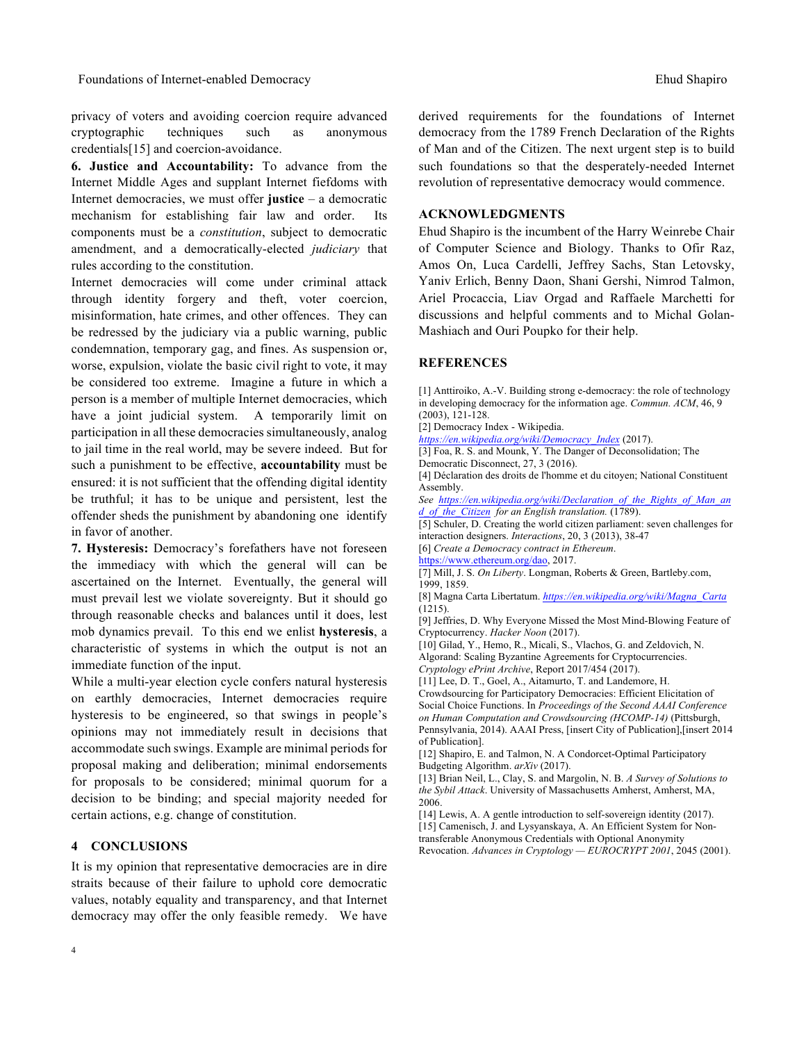privacy of voters and avoiding coercion require advanced cryptographic techniques such as anonymous credentials[15] and coercion-avoidance.

**6. Justice and Accountability:** To advance from the Internet Middle Ages and supplant Internet fiefdoms with Internet democracies, we must offer **justice** – a democratic mechanism for establishing fair law and order. Its components must be a *constitution*, subject to democratic amendment, and a democratically-elected *judiciary* that rules according to the constitution.

Internet democracies will come under criminal attack through identity forgery and theft, voter coercion, misinformation, hate crimes, and other offences. They can be redressed by the judiciary via a public warning, public condemnation, temporary gag, and fines. As suspension or, worse, expulsion, violate the basic civil right to vote, it may be considered too extreme. Imagine a future in which a person is a member of multiple Internet democracies, which have a joint judicial system. A temporarily limit on participation in all these democracies simultaneously, analog to jail time in the real world, may be severe indeed. But for such a punishment to be effective, **accountability** must be ensured: it is not sufficient that the offending digital identity be truthful; it has to be unique and persistent, lest the offender sheds the punishment by abandoning one identify in favor of another.

**7. Hysteresis:** Democracy's forefathers have not foreseen the immediacy with which the general will can be ascertained on the Internet. Eventually, the general will must prevail lest we violate sovereignty. But it should go through reasonable checks and balances until it does, lest mob dynamics prevail. To this end we enlist **hysteresis**, a characteristic of systems in which the output is not an immediate function of the input.

While a multi-year election cycle confers natural hysteresis on earthly democracies, Internet democracies require hysteresis to be engineered, so that swings in people's opinions may not immediately result in decisions that accommodate such swings. Example are minimal periods for proposal making and deliberation; minimal endorsements for proposals to be considered; minimal quorum for a decision to be binding; and special majority needed for certain actions, e.g. change of constitution.

## 4 CONCLUSIONS

It is my opinion that representative democracies are in dire straits because of their failure to uphold core democratic values, notably equality and transparency, and that Internet democracy may offer the only feasible remedy. We have derived requirements for the foundations of Internet democracy from the 1789 French Declaration of the Rights of Man and of the Citizen. The next urgent step is to build such foundations so that the desperately-needed Internet revolution of representative democracy would commence.

## ACKNOWLEDGMENTS

Ehud Shapiro is the incumbent of the Harry Weinrebe Chair of Computer Science and Biology. Thanks to Ofir Raz, Amos On, Luca Cardelli, Jeffrey Sachs, Stan Letovsky, Yaniv Erlich, Benny Daon, Shani Gershi, Nimrod Talmon, Ariel Procaccia, Liav Orgad and Raffaele Marchetti for discussions and helpful comments and to Michal Golan-Mashiach and Ouri Poupko for their help.

## REFERENCES

[1] Anttiroiko, A.-V. Building strong e-democracy: the role of technology in developing democracy for the information age. *Commun. ACM*, 46, 9 (2003), 121-128.

[2] Democracy Index - Wikipedia. *https://en.wikipedia.org/wiki/Democracy_Index* (2017).

[3] Foa, R. S. and Mounk, Y. The Danger of Deconsolidation; The Democratic Disconnect, 27, 3 (2016).

[4] Déclaration des droits de l'homme et du citoyen; National Constituent Assembly. *See https://en.wikipedia.org/wiki/Declaration_of_the_Rights_of_Man_and_of_the_Citizen for an English translation.* (1789).

[5] Schuler, D. Creating the world citizen parliament: seven challenges for interaction designers. *Interactions*, 20, 3 (2013), 38-47

[6] *Create a Democracy contract in Ethereum*. https://www.ethereum.org/dao, 2017.

[7] Mill, J. S. *On Liberty*. Longman, Roberts & Green, Bartleby.com, 1999, 1859.

[8] Magna Carta Libertatum. *https://en.wikipedia.org/wiki/Magna_Carta* (1215).

[9] Jeffries, D. Why Everyone Missed the Most Mind-Blowing Feature of Cryptocurrency. *Hacker Noon* (2017).

[10] Gilad, Y., Hemo, R., Micali, S., Vlachos, G. and Zeldovich, N. Algorand: Scaling Byzantine Agreements for Cryptocurrencies. *Cryptology ePrint Archive*, Report 2017/454 (2017).

[11] Lee, D. T., Goel, A., Aitamurto, T. and Landemore, H. Crowdsourcing for Participatory Democracies: Efficient Elicitation of Social Choice Functions. In *Proceedings of the Second AAAI Conference on Human Computation and Crowdsourcing (HCOMP-14)* (Pittsburgh, Pennsylvania, 2014). AAAI Press, [insert City of Publication],[insert 2014 of Publication].

[12] Shapiro, E. and Talmon, N. A Condorcet-Optimal Participatory Budgeting Algorithm. *arXiv* (2017).

[13] Brian Neil, L., Clay, S. and Margolin, N. B. *A Survey of Solutions to the Sybil Attack*. University of Massachusetts Amherst, Amherst, MA, 2006.

[14] Lewis, A. A gentle introduction to self-sovereign identity (2017).

[15] Camenisch, J. and Lysyanskaya, A. An Efficient System for Non-transferable Anonymous Credentials with Optional Anonymity Revocation. *Advances in Cryptology — EUROCRYPT 2001*, 2045 (2001).